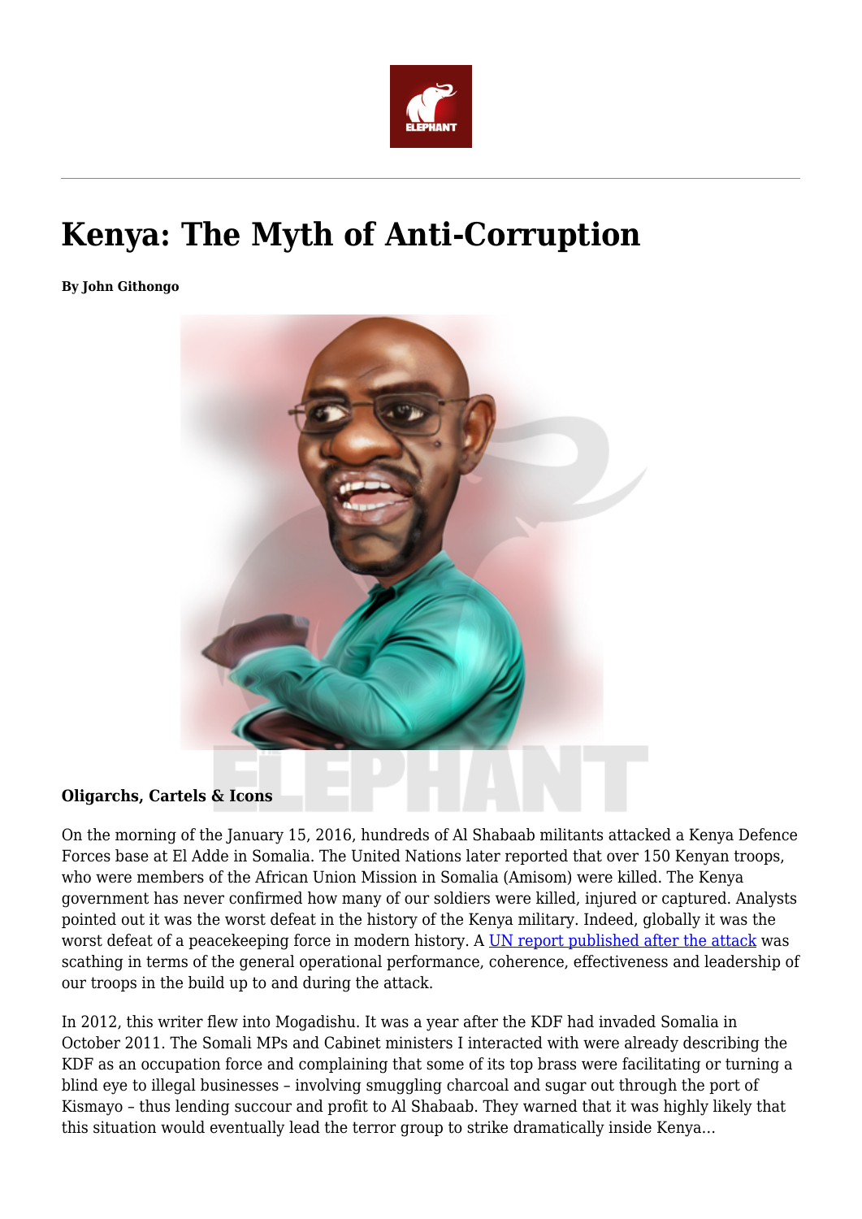# Kenya: The Myth of Anti-Corruption

**By John Githongo**

**Oligarchs, Cartels & Icons**

On the morning of the January 15, 2016, hundreds of Al Shabaab militants attacked a Kenya Defence Forces base at El Adde in Somalia. The United Nations later reported that over 150 Kenyan troops, who were members of the African Union Mission in Somalia (Amisom) were killed. The Kenya government has never confirmed how many of our soldiers were killed, injured or captured. Analysts pointed out it was the worst defeat in the history of the Kenya military. Indeed, globally it was the worst defeat of a peacekeeping force in modern history. A [UN report published after the attack](#) was scathing in terms of the general operational performance, coherence, effectiveness and leadership of our troops in the build up to and during the attack.

In 2012, this writer flew into Mogadishu. It was a year after the KDF had invaded Somalia in October 2011. The Somali MPs and Cabinet ministers I interacted with were already describing the KDF as an occupation force and complaining that some of its top brass were facilitating or turning a blind eye to illegal businesses – involving smuggling charcoal and sugar out through the port of Kismayo – thus lending succour and profit to Al Shabaab. They warned that it was highly likely that this situation would eventually lead the terror group to strike dramatically inside Kenya…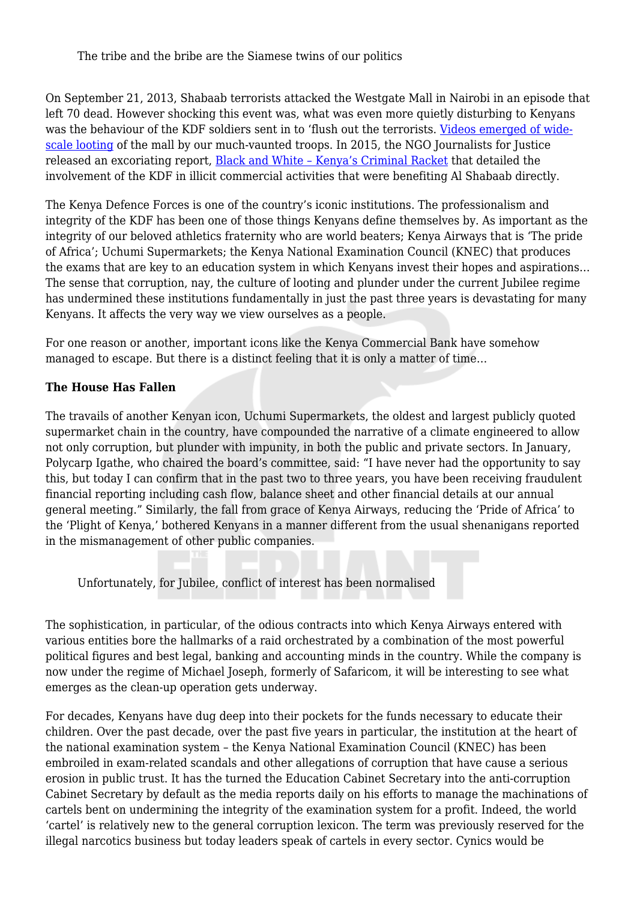> The tribe and the bribe are the Siamese twins of our politics

On September 21, 2013, Shabaab terrorists attacked the Westgate Mall in Nairobi in an episode that left 70 dead. However shocking this event was, what was even more quietly disturbing to Kenyans was the behaviour of the KDF soldiers sent in to 'flush out the terrorists. [Videos emerged of wide-scale looting]() of the mall by our much-vaunted troops. In 2015, the NGO Journalists for Justice released an excoriating report, [Black and White – Kenya's Criminal Racket]() that detailed the involvement of the KDF in illicit commercial activities that were benefiting Al Shabaab directly.

The Kenya Defence Forces is one of the country's iconic institutions. The professionalism and integrity of the KDF has been one of those things Kenyans define themselves by. As important as the integrity of our beloved athletics fraternity who are world beaters; Kenya Airways that is 'The pride of Africa'; Uchumi Supermarkets; the Kenya National Examination Council (KNEC) that produces the exams that are key to an education system in which Kenyans invest their hopes and aspirations… The sense that corruption, nay, the culture of looting and plunder under the current Jubilee regime has undermined these institutions fundamentally in just the past three years is devastating for many Kenyans. It affects the very way we view ourselves as a people.

For one reason or another, important icons like the Kenya Commercial Bank have somehow managed to escape. But there is a distinct feeling that it is only a matter of time…

**The House Has Fallen**

The travails of another Kenyan icon, Uchumi Supermarkets, the oldest and largest publicly quoted supermarket chain in the country, have compounded the narrative of a climate engineered to allow not only corruption, but plunder with impunity, in both the public and private sectors. In January, Polycarp Igathe, who chaired the board's committee, said: "I have never had the opportunity to say this, but today I can confirm that in the past two to three years, you have been receiving fraudulent financial reporting including cash flow, balance sheet and other financial details at our annual general meeting." Similarly, the fall from grace of Kenya Airways, reducing the 'Pride of Africa' to the 'Plight of Kenya,' bothered Kenyans in a manner different from the usual shenanigans reported in the mismanagement of other public companies.

> Unfortunately, for Jubilee, conflict of interest has been normalised

The sophistication, in particular, of the odious contracts into which Kenya Airways entered with various entities bore the hallmarks of a raid orchestrated by a combination of the most powerful political figures and best legal, banking and accounting minds in the country. While the company is now under the regime of Michael Joseph, formerly of Safaricom, it will be interesting to see what emerges as the clean-up operation gets underway.

For decades, Kenyans have dug deep into their pockets for the funds necessary to educate their children. Over the past decade, over the past five years in particular, the institution at the heart of the national examination system – the Kenya National Examination Council (KNEC) has been embroiled in exam-related scandals and other allegations of corruption that have cause a serious erosion in public trust. It has the turned the Education Cabinet Secretary into the anti-corruption Cabinet Secretary by default as the media reports daily on his efforts to manage the machinations of cartels bent on undermining the integrity of the examination system for a profit. Indeed, the world 'cartel' is relatively new to the general corruption lexicon. The term was previously reserved for the illegal narcotics business but today leaders speak of cartels in every sector. Cynics would be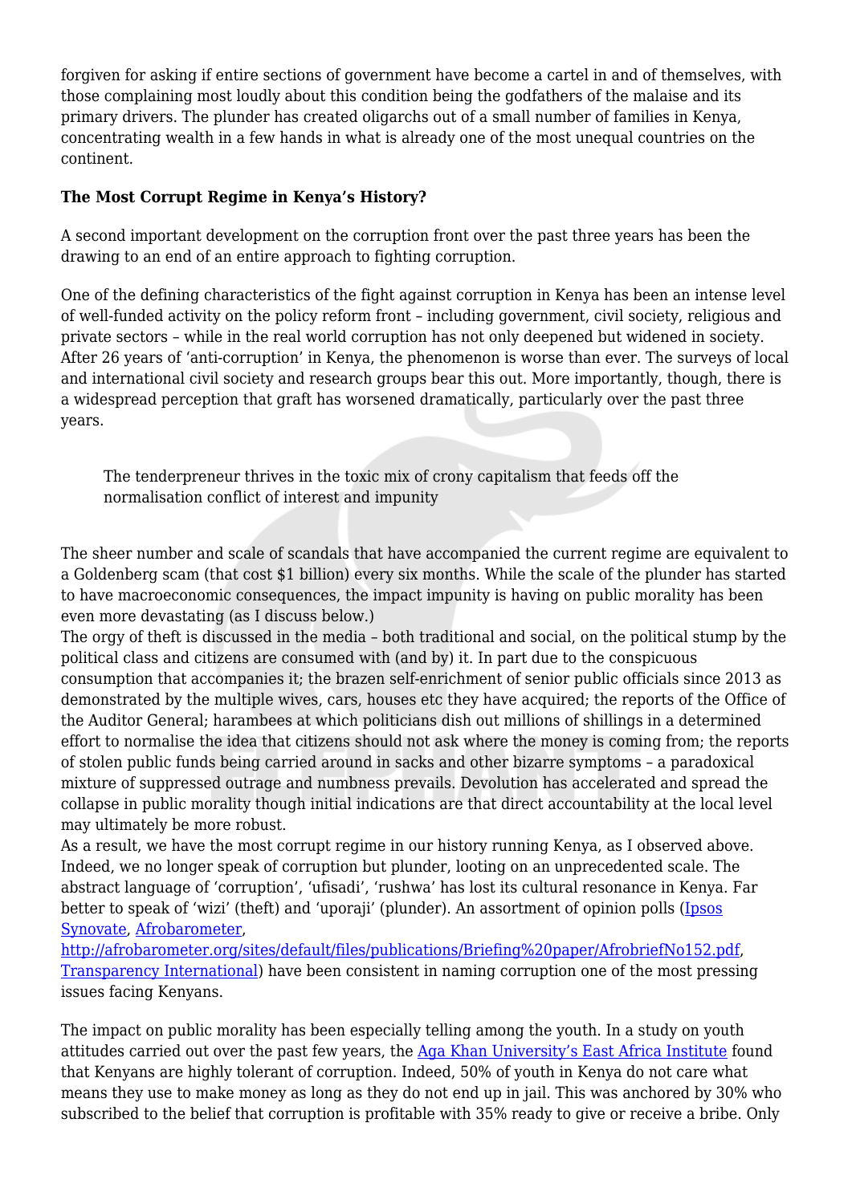forgiven for asking if entire sections of government have become a cartel in and of themselves, with those complaining most loudly about this condition being the godfathers of the malaise and its primary drivers. The plunder has created oligarchs out of a small number of families in Kenya, concentrating wealth in a few hands in what is already one of the most unequal countries on the continent.

**The Most Corrupt Regime in Kenya's History?**

A second important development on the corruption front over the past three years has been the drawing to an end of an entire approach to fighting corruption.

One of the defining characteristics of the fight against corruption in Kenya has been an intense level of well-funded activity on the policy reform front – including government, civil society, religious and private sectors – while in the real world corruption has not only deepened but widened in society. After 26 years of 'anti-corruption' in Kenya, the phenomenon is worse than ever. The surveys of local and international civil society and research groups bear this out. More importantly, though, there is a widespread perception that graft has worsened dramatically, particularly over the past three years.

> The tenderpreneur thrives in the toxic mix of crony capitalism that feeds off the normalisation conflict of interest and impunity

The sheer number and scale of scandals that have accompanied the current regime are equivalent to a Goldenberg scam (that cost $1 billion) every six months. While the scale of the plunder has started to have macroeconomic consequences, the impact impunity is having on public morality has been even more devastating (as I discuss below.)

The orgy of theft is discussed in the media – both traditional and social, on the political stump by the political class and citizens are consumed with (and by) it. In part due to the conspicuous consumption that accompanies it; the brazen self-enrichment of senior public officials since 2013 as demonstrated by the multiple wives, cars, houses etc they have acquired; the reports of the Office of the Auditor General; harambees at which politicians dish out millions of shillings in a determined effort to normalise the idea that citizens should not ask where the money is coming from; the reports of stolen public funds being carried around in sacks and other bizarre symptoms – a paradoxical mixture of suppressed outrage and numbness prevails. Devolution has accelerated and spread the collapse in public morality though initial indications are that direct accountability at the local level may ultimately be more robust.

As a result, we have the most corrupt regime in our history running Kenya, as I observed above. Indeed, we no longer speak of corruption but plunder, looting on an unprecedented scale. The abstract language of 'corruption', 'ufisadi', 'rushwa' has lost its cultural resonance in Kenya. Far better to speak of 'wizi' (theft) and 'uporaji' (plunder). An assortment of opinion polls (Ipsos Synovate, Afrobarometer, http://afrobarometer.org/sites/default/files/publications/Briefing%20paper/AfrobriefNo152.pdf, Transparency International) have been consistent in naming corruption one of the most pressing issues facing Kenyans.

The impact on public morality has been especially telling among the youth. In a study on youth attitudes carried out over the past few years, the Aga Khan University's East Africa Institute found that Kenyans are highly tolerant of corruption. Indeed, 50% of youth in Kenya do not care what means they use to make money as long as they do not end up in jail. This was anchored by 30% who subscribed to the belief that corruption is profitable with 35% ready to give or receive a bribe. Only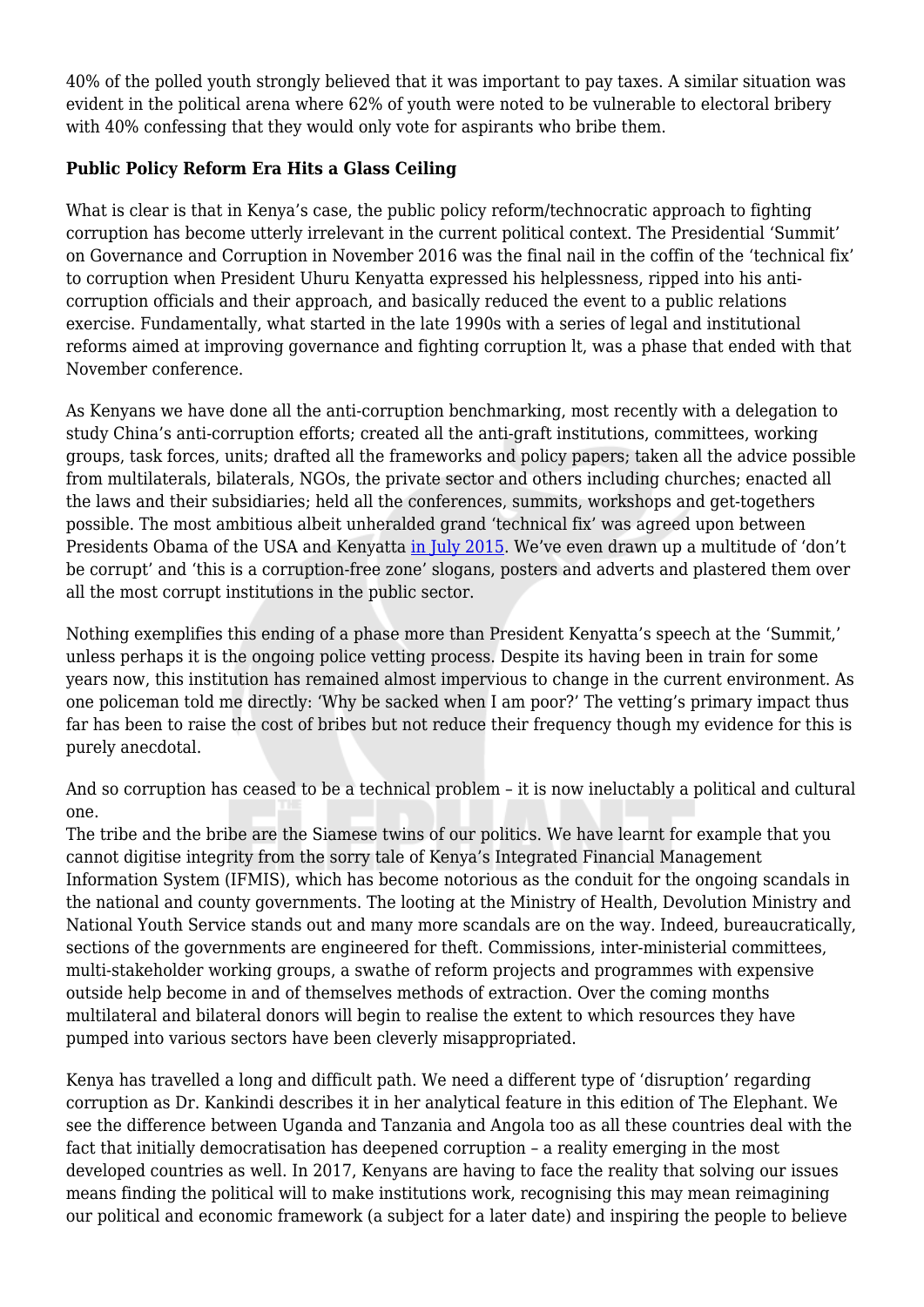40% of the polled youth strongly believed that it was important to pay taxes. A similar situation was evident in the political arena where 62% of youth were noted to be vulnerable to electoral bribery with 40% confessing that they would only vote for aspirants who bribe them.

**Public Policy Reform Era Hits a Glass Ceiling**

What is clear is that in Kenya's case, the public policy reform/technocratic approach to fighting corruption has become utterly irrelevant in the current political context. The Presidential 'Summit' on Governance and Corruption in November 2016 was the final nail in the coffin of the 'technical fix' to corruption when President Uhuru Kenyatta expressed his helplessness, ripped into his anti-corruption officials and their approach, and basically reduced the event to a public relations exercise. Fundamentally, what started in the late 1990s with a series of legal and institutional reforms aimed at improving governance and fighting corruption lt, was a phase that ended with that November conference.

As Kenyans we have done all the anti-corruption benchmarking, most recently with a delegation to study China's anti-corruption efforts; created all the anti-graft institutions, committees, working groups, task forces, units; drafted all the frameworks and policy papers; taken all the advice possible from multilaterals, bilaterals, NGOs, the private sector and others including churches; enacted all the laws and their subsidiaries; held all the conferences, summits, workshops and get-togethers possible. The most ambitious albeit unheralded grand 'technical fix' was agreed upon between Presidents Obama of the USA and Kenyatta [in July 2015](). We've even drawn up a multitude of 'don't be corrupt' and 'this is a corruption-free zone' slogans, posters and adverts and plastered them over all the most corrupt institutions in the public sector.

Nothing exemplifies this ending of a phase more than President Kenyatta's speech at the 'Summit,' unless perhaps it is the ongoing police vetting process. Despite its having been in train for some years now, this institution has remained almost impervious to change in the current environment. As one policeman told me directly: 'Why be sacked when I am poor?' The vetting's primary impact thus far has been to raise the cost of bribes but not reduce their frequency though my evidence for this is purely anecdotal.

And so corruption has ceased to be a technical problem – it is now ineluctably a political and cultural one.

The tribe and the bribe are the Siamese twins of our politics. We have learnt for example that you cannot digitise integrity from the sorry tale of Kenya's Integrated Financial Management Information System (IFMIS), which has become notorious as the conduit for the ongoing scandals in the national and county governments. The looting at the Ministry of Health, Devolution Ministry and National Youth Service stands out and many more scandals are on the way. Indeed, bureaucratically, sections of the governments are engineered for theft. Commissions, inter-ministerial committees, multi-stakeholder working groups, a swathe of reform projects and programmes with expensive outside help become in and of themselves methods of extraction. Over the coming months multilateral and bilateral donors will begin to realise the extent to which resources they have pumped into various sectors have been cleverly misappropriated.

Kenya has travelled a long and difficult path. We need a different type of 'disruption' regarding corruption as Dr. Kankindi describes it in her analytical feature in this edition of The Elephant. We see the difference between Uganda and Tanzania and Angola too as all these countries deal with the fact that initially democratisation has deepened corruption – a reality emerging in the most developed countries as well. In 2017, Kenyans are having to face the reality that solving our issues means finding the political will to make institutions work, recognising this may mean reimagining our political and economic framework (a subject for a later date) and inspiring the people to believe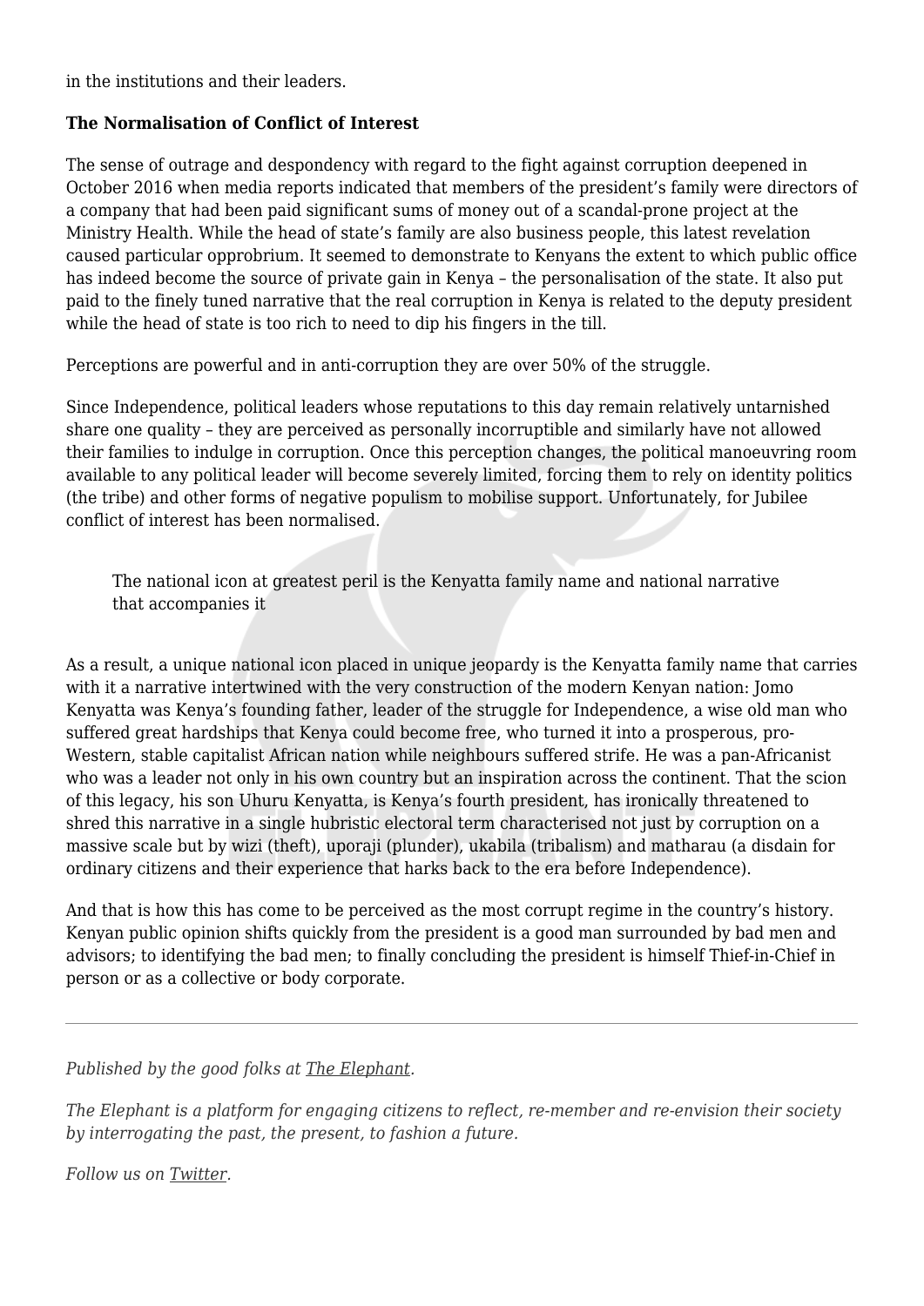in the institutions and their leaders.

**The Normalisation of Conflict of Interest**

The sense of outrage and despondency with regard to the fight against corruption deepened in October 2016 when media reports indicated that members of the president's family were directors of a company that had been paid significant sums of money out of a scandal-prone project at the Ministry Health. While the head of state's family are also business people, this latest revelation caused particular opprobrium. It seemed to demonstrate to Kenyans the extent to which public office has indeed become the source of private gain in Kenya – the personalisation of the state. It also put paid to the finely tuned narrative that the real corruption in Kenya is related to the deputy president while the head of state is too rich to need to dip his fingers in the till.

Perceptions are powerful and in anti-corruption they are over 50% of the struggle.

Since Independence, political leaders whose reputations to this day remain relatively untarnished share one quality – they are perceived as personally incorruptible and similarly have not allowed their families to indulge in corruption. Once this perception changes, the political manoeuvring room available to any political leader will become severely limited, forcing them to rely on identity politics (the tribe) and other forms of negative populism to mobilise support. Unfortunately, for Jubilee conflict of interest has been normalised.

> The national icon at greatest peril is the Kenyatta family name and national narrative that accompanies it

As a result, a unique national icon placed in unique jeopardy is the Kenyatta family name that carries with it a narrative intertwined with the very construction of the modern Kenyan nation: Jomo Kenyatta was Kenya's founding father, leader of the struggle for Independence, a wise old man who suffered great hardships that Kenya could become free, who turned it into a prosperous, pro-Western, stable capitalist African nation while neighbours suffered strife. He was a pan-Africanist who was a leader not only in his own country but an inspiration across the continent. That the scion of this legacy, his son Uhuru Kenyatta, is Kenya's fourth president, has ironically threatened to shred this narrative in a single hubristic electoral term characterised not just by corruption on a massive scale but by wizi (theft), uporaji (plunder), ukabila (tribalism) and matharau (a disdain for ordinary citizens and their experience that harks back to the era before Independence).

And that is how this has come to be perceived as the most corrupt regime in the country's history. Kenyan public opinion shifts quickly from the president is a good man surrounded by bad men and advisors; to identifying the bad men; to finally concluding the president is himself Thief-in-Chief in person or as a collective or body corporate.

---

*Published by the good folks at The Elephant.*

*The Elephant is a platform for engaging citizens to reflect, re-member and re-envision their society by interrogating the past, the present, to fashion a future.*

*Follow us on Twitter.*